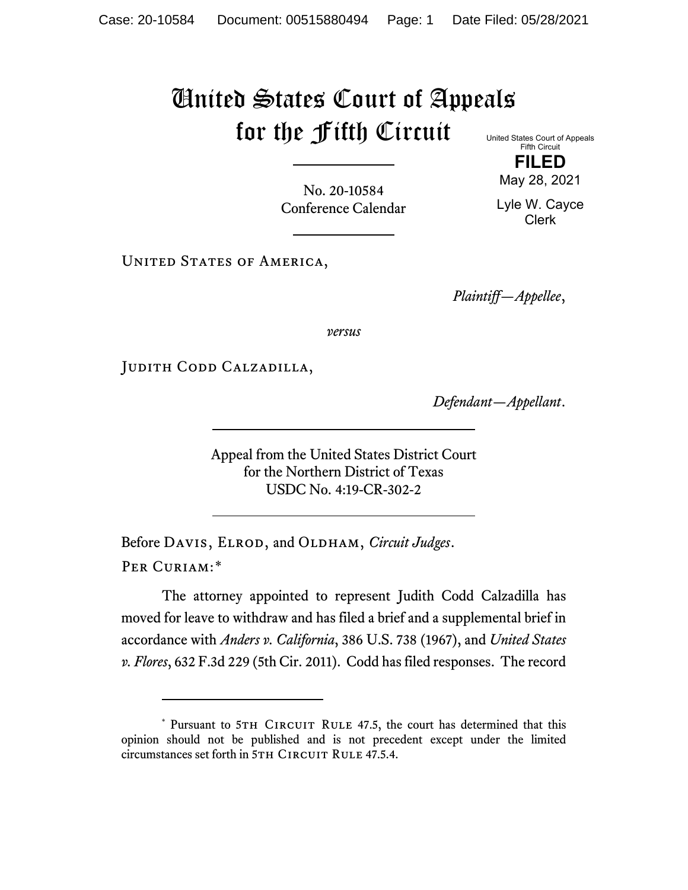# United States Court of Appeals for the Fifth Circuit

United States Court of Appeals
Fifth Circuit

**FILED**

May 28, 2021

Lyle W. Cayce
Clerk

No. 20-10584
Conference Calendar

United States of America,

*Plaintiff—Appellee*,

*versus*

Judith Codd Calzadilla,

*Defendant—Appellant*.

Appeal from the United States District Court
for the Northern District of Texas
USDC No. 4:19-CR-302-2

Before Davis, Elrod, and Oldham, *Circuit Judges*.

Per Curiam:*

The attorney appointed to represent Judith Codd Calzadilla has moved for leave to withdraw and has filed a brief and a supplemental brief in accordance with *Anders v. California*, 386 U.S. 738 (1967), and *United States v. Flores*, 632 F.3d 229 (5th Cir. 2011). Codd has filed responses. The record

---

\* Pursuant to 5th Circuit Rule 47.5, the court has determined that this opinion should not be published and is not precedent except under the limited circumstances set forth in 5th Circuit Rule 47.5.4.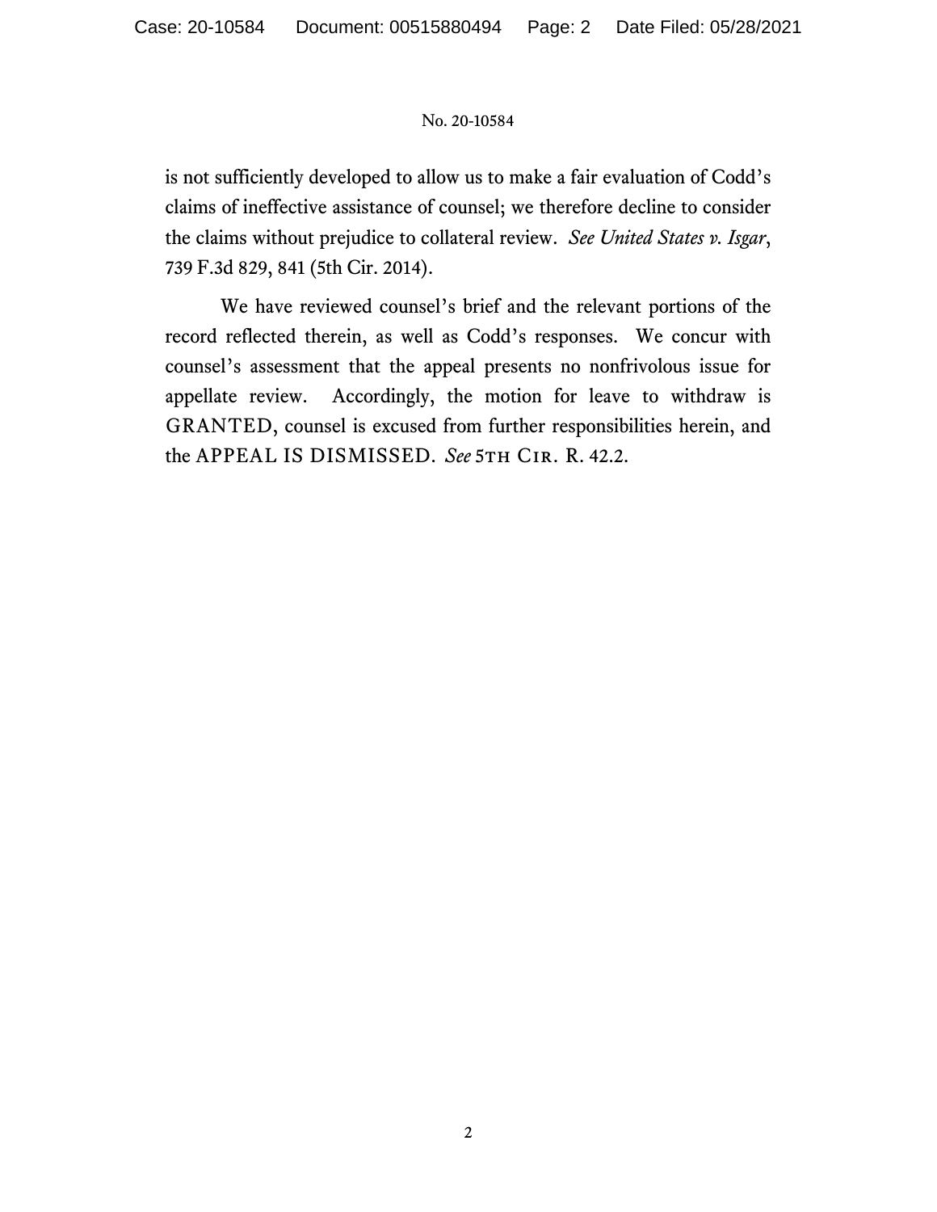is not sufficiently developed to allow us to make a fair evaluation of Codd's claims of ineffective assistance of counsel; we therefore decline to consider the claims without prejudice to collateral review. *See United States v. Isgar*, 739 F.3d 829, 841 (5th Cir. 2014).

We have reviewed counsel's brief and the relevant portions of the record reflected therein, as well as Codd's responses. We concur with counsel's assessment that the appeal presents no nonfrivolous issue for appellate review. Accordingly, the motion for leave to withdraw is GRANTED, counsel is excused from further responsibilities herein, and the APPEAL IS DISMISSED. *See* 5th Cir. R. 42.2.